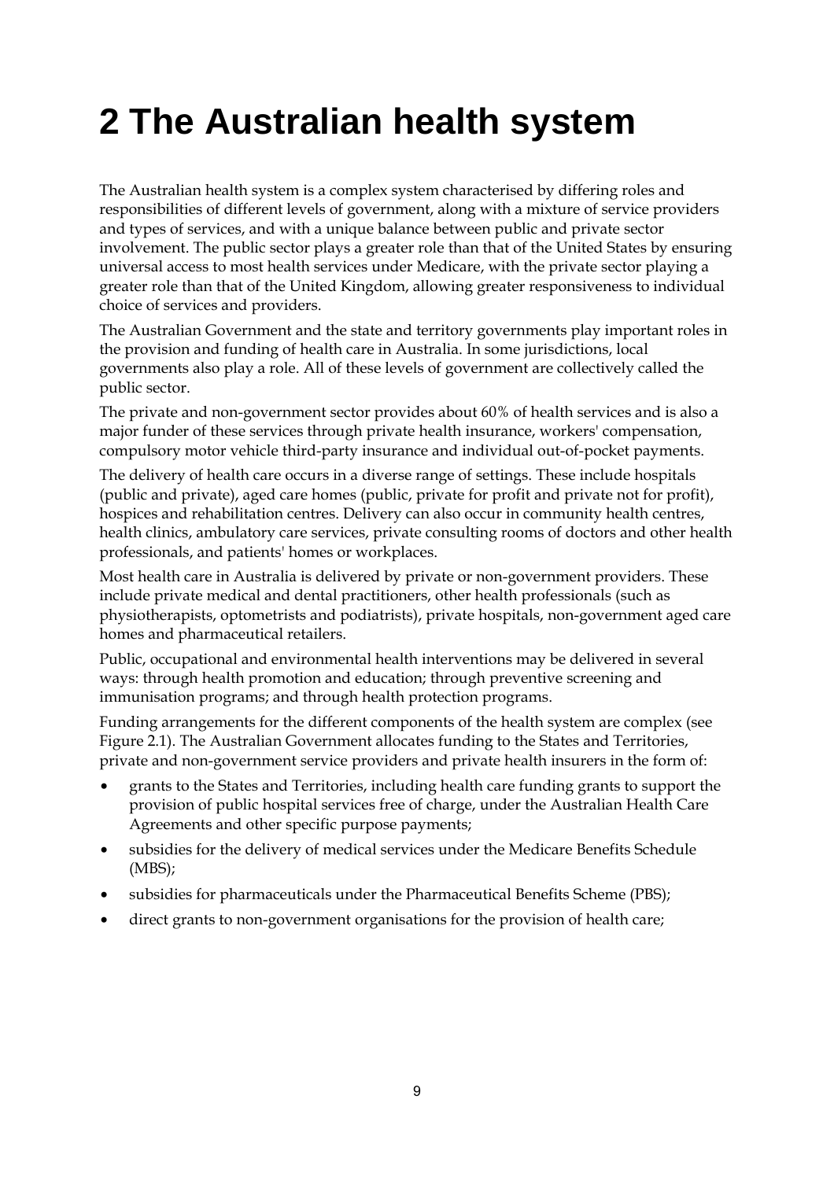# 2 The Australian health system

The Australian health system is a complex system characterised by differing roles and responsibilities of different levels of government, along with a mixture of service providers and types of services, and with a unique balance between public and private sector involvement. The public sector plays a greater role than that of the United States by ensuring universal access to most health services under Medicare, with the private sector playing a greater role than that of the United Kingdom, allowing greater responsiveness to individual choice of services and providers.

The Australian Government and the state and territory governments play important roles in the provision and funding of health care in Australia. In some jurisdictions, local governments also play a role. All of these levels of government are collectively called the public sector.

The private and non-government sector provides about 60% of health services and is also a major funder of these services through private health insurance, workers' compensation, compulsory motor vehicle third-party insurance and individual out-of-pocket payments.

The delivery of health care occurs in a diverse range of settings. These include hospitals (public and private), aged care homes (public, private for profit and private not for profit), hospices and rehabilitation centres. Delivery can also occur in community health centres, health clinics, ambulatory care services, private consulting rooms of doctors and other health professionals, and patients' homes or workplaces.

Most health care in Australia is delivered by private or non-government providers. These include private medical and dental practitioners, other health professionals (such as physiotherapists, optometrists and podiatrists), private hospitals, non-government aged care homes and pharmaceutical retailers.

Public, occupational and environmental health interventions may be delivered in several ways: through health promotion and education; through preventive screening and immunisation programs; and through health protection programs.

Funding arrangements for the different components of the health system are complex (see Figure 2.1). The Australian Government allocates funding to the States and Territories, private and non-government service providers and private health insurers in the form of:

- grants to the States and Territories, including health care funding grants to support the provision of public hospital services free of charge, under the Australian Health Care Agreements and other specific purpose payments;
- subsidies for the delivery of medical services under the Medicare Benefits Schedule (MBS);
- subsidies for pharmaceuticals under the Pharmaceutical Benefits Scheme (PBS);
- direct grants to non-government organisations for the provision of health care;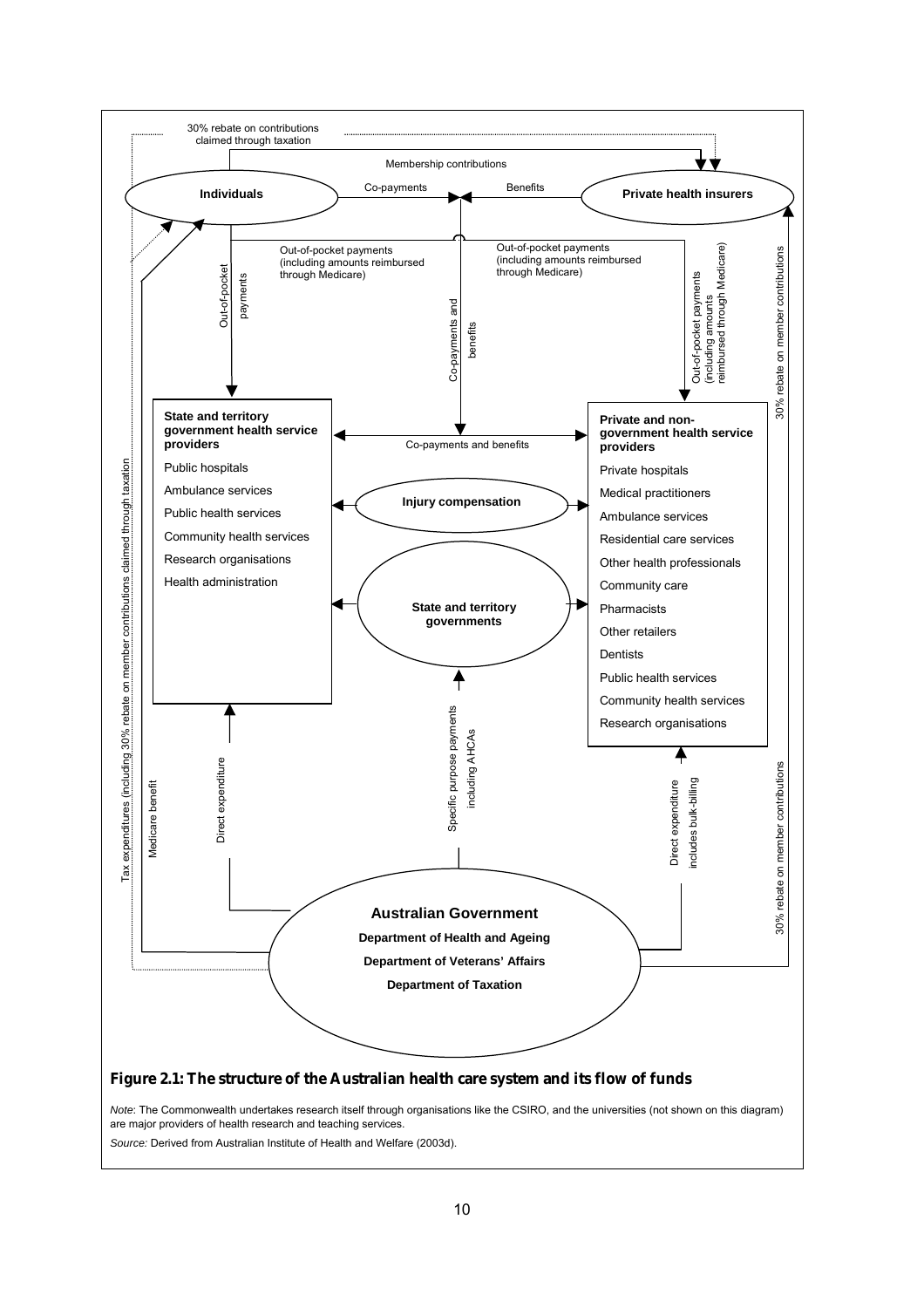30% rebate on contributions claimed through taxation

Membership contributions

Individuals

Co-payments

Benefits

Private health insurers

Out-of-pocket payments (including amounts reimbursed through Medicare)

Out-of-pocket payments (including amounts reimbursed through Medicare)

Out-of-pocket payments

Co-payments and benefits

Out-of-pocket payments (including amounts reimbursed through Medicare)

30% rebate on member contributions

Tax expenditures (including 30% rebate on member contributions claimed through taxation

**State and territory government health service providers**

Public hospitals

Ambulance services

Public health services

Community health services

Research organisations

Health administration

Co-payments and benefits

Injury compensation

State and territory governments

**Private and non-government health service providers**

Private hospitals

Medical practitioners

Ambulance services

Residential care services

Other health professionals

Community care

Pharmacists

Other retailers

Dentists

Public health services

Community health services

Research organisations

Medicare benefit

Direct expenditure

Specific purpose payments including AHCAs

Direct expenditure includes bulk-billing

30% rebate on member contributions

**Australian Government**

Department of Health and Ageing

Department of Veterans' Affairs

Department of Taxation

**Figure 2.1: The structure of the Australian health care system and its flow of funds**

*Note*: The Commonwealth undertakes research itself through organisations like the CSIRO, and the universities (not shown on this diagram) are major providers of health research and teaching services.

*Source:* Derived from Australian Institute of Health and Welfare (2003d).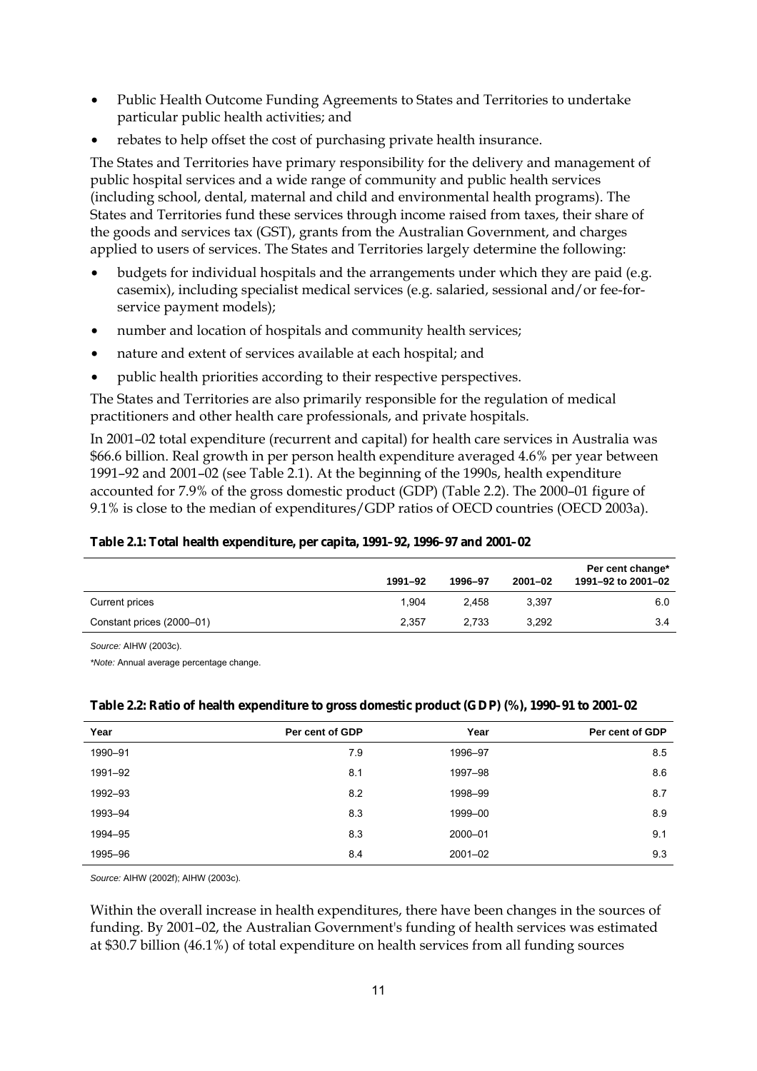- Public Health Outcome Funding Agreements to States and Territories to undertake particular public health activities; and
- rebates to help offset the cost of purchasing private health insurance.

The States and Territories have primary responsibility for the delivery and management of public hospital services and a wide range of community and public health services (including school, dental, maternal and child and environmental health programs). The States and Territories fund these services through income raised from taxes, their share of the goods and services tax (GST), grants from the Australian Government, and charges applied to users of services. The States and Territories largely determine the following:

- budgets for individual hospitals and the arrangements under which they are paid (e.g. casemix), including specialist medical services (e.g. salaried, sessional and/or fee-for-service payment models);
- number and location of hospitals and community health services;
- nature and extent of services available at each hospital; and
- public health priorities according to their respective perspectives.

The States and Territories are also primarily responsible for the regulation of medical practitioners and other health care professionals, and private hospitals.

In 2001–02 total expenditure (recurrent and capital) for health care services in Australia was \$66.6 billion. Real growth in per person health expenditure averaged 4.6% per year between 1991–92 and 2001–02 (see Table 2.1). At the beginning of the 1990s, health expenditure accounted for 7.9% of the gross domestic product (GDP) (Table 2.2). The 2000–01 figure of 9.1% is close to the median of expenditures/GDP ratios of OECD countries (OECD 2003a).

**Table 2.1: Total health expenditure, per capita, 1991–92, 1996–97 and 2001–02**

| | 1991–92 | 1996–97 | 2001–02 | Per cent change* 1991–92 to 2001–02 |
|---|---|---|---|---|
| Current prices | 1,904 | 2,458 | 3,397 | 6.0 |
| Constant prices (2000–01) | 2,357 | 2,733 | 3,292 | 3.4 |

*Source:* AIHW (2003c).

*\*Note:* Annual average percentage change.

**Table 2.2: Ratio of health expenditure to gross domestic product (GDP) (%), 1990–91 to 2001–02**

| Year | Per cent of GDP | Year | Per cent of GDP |
|---|---|---|---|
| 1990–91 | 7.9 | 1996–97 | 8.5 |
| 1991–92 | 8.1 | 1997–98 | 8.6 |
| 1992–93 | 8.2 | 1998–99 | 8.7 |
| 1993–94 | 8.3 | 1999–00 | 8.9 |
| 1994–95 | 8.3 | 2000–01 | 9.1 |
| 1995–96 | 8.4 | 2001–02 | 9.3 |

*Source:* AIHW (2002f); AIHW (2003c).

Within the overall increase in health expenditures, there have been changes in the sources of funding. By 2001–02, the Australian Government's funding of health services was estimated at \$30.7 billion (46.1%) of total expenditure on health services from all funding sources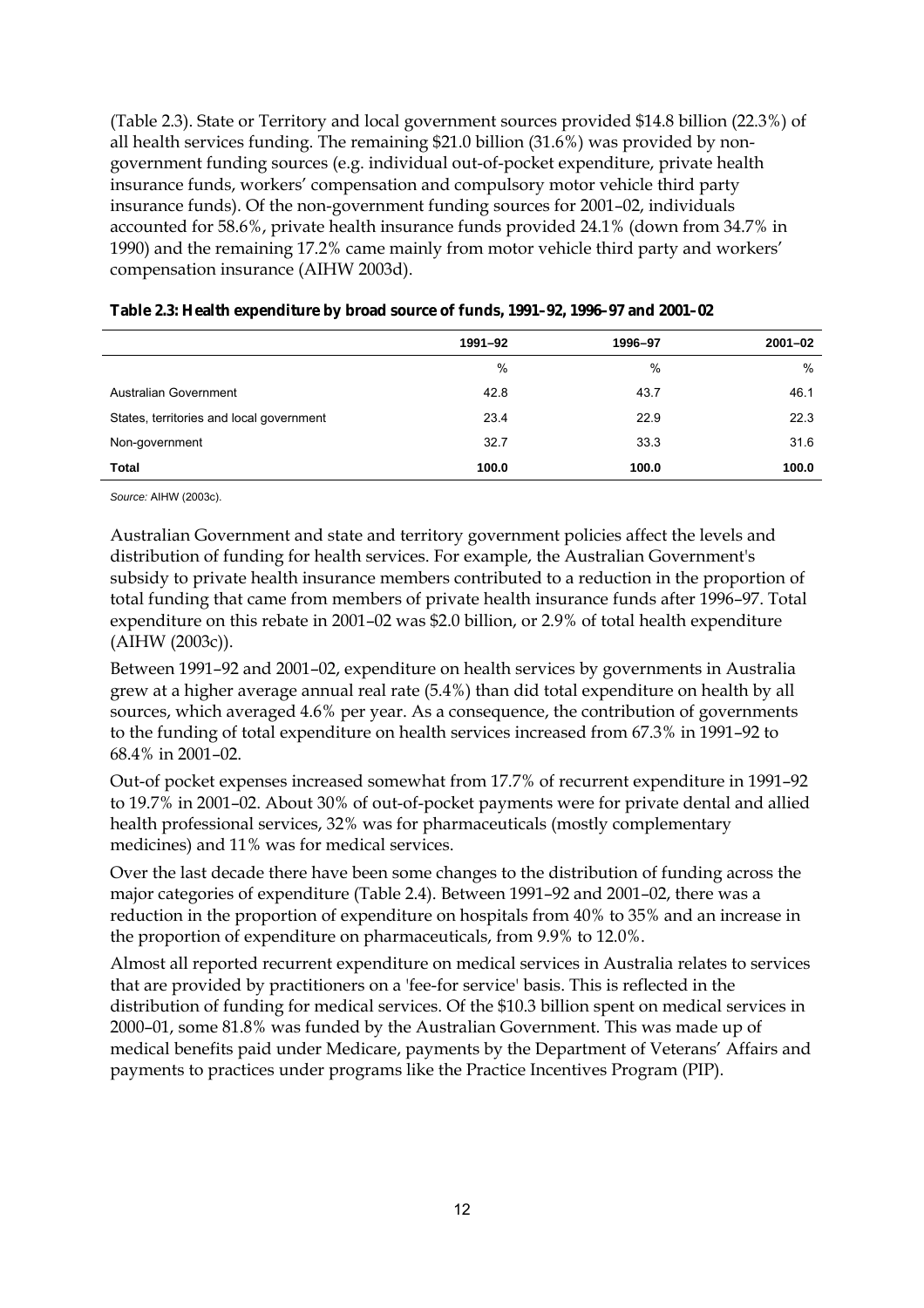(Table 2.3). State or Territory and local government sources provided $14.8 billion (22.3%) of all health services funding. The remaining $21.0 billion (31.6%) was provided by non-government funding sources (e.g. individual out-of-pocket expenditure, private health insurance funds, workers' compensation and compulsory motor vehicle third party insurance funds). Of the non-government funding sources for 2001–02, individuals accounted for 58.6%, private health insurance funds provided 24.1% (down from 34.7% in 1990) and the remaining 17.2% came mainly from motor vehicle third party and workers' compensation insurance (AIHW 2003d).

**Table 2.3: Health expenditure by broad source of funds, 1991–92, 1996–97 and 2001–02**

| | 1991–92 | 1996–97 | 2001–02 |
|---|---|---|---|
| | % | % | % |
| Australian Government | 42.8 | 43.7 | 46.1 |
| States, territories and local government | 23.4 | 22.9 | 22.3 |
| Non-government | 32.7 | 33.3 | 31.6 |
| **Total** | **100.0** | **100.0** | **100.0** |

*Source:* AIHW (2003c).

Australian Government and state and territory government policies affect the levels and distribution of funding for health services. For example, the Australian Government's subsidy to private health insurance members contributed to a reduction in the proportion of total funding that came from members of private health insurance funds after 1996–97. Total expenditure on this rebate in 2001–02 was $2.0 billion, or 2.9% of total health expenditure (AIHW (2003c)).

Between 1991–92 and 2001–02, expenditure on health services by governments in Australia grew at a higher average annual real rate (5.4%) than did total expenditure on health by all sources, which averaged 4.6% per year. As a consequence, the contribution of governments to the funding of total expenditure on health services increased from 67.3% in 1991–92 to 68.4% in 2001–02.

Out-of pocket expenses increased somewhat from 17.7% of recurrent expenditure in 1991–92 to 19.7% in 2001–02. About 30% of out-of-pocket payments were for private dental and allied health professional services, 32% was for pharmaceuticals (mostly complementary medicines) and 11% was for medical services.

Over the last decade there have been some changes to the distribution of funding across the major categories of expenditure (Table 2.4). Between 1991–92 and 2001–02, there was a reduction in the proportion of expenditure on hospitals from 40% to 35% and an increase in the proportion of expenditure on pharmaceuticals, from 9.9% to 12.0%.

Almost all reported recurrent expenditure on medical services in Australia relates to services that are provided by practitioners on a 'fee-for service' basis. This is reflected in the distribution of funding for medical services. Of the $10.3 billion spent on medical services in 2000–01, some 81.8% was funded by the Australian Government. This was made up of medical benefits paid under Medicare, payments by the Department of Veterans' Affairs and payments to practices under programs like the Practice Incentives Program (PIP).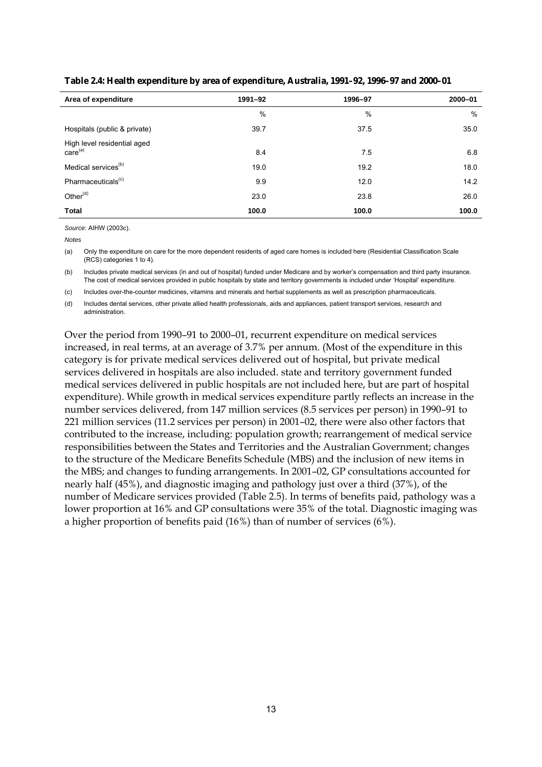**Table 2.4: Health expenditure by area of expenditure, Australia, 1991–92, 1996–97 and 2000–01**

| Area of expenditure | 1991–92 | 1996–97 | 2000–01 |
|---|---|---|---|
| | % | % | % |
| Hospitals (public & private) | 39.7 | 37.5 | 35.0 |
| High level residential aged care[(a)] | 8.4 | 7.5 | 6.8 |
| Medical services[(b)] | 19.0 | 19.2 | 18.0 |
| Pharmaceuticals[(c)] | 9.9 | 12.0 | 14.2 |
| Other[(d)] | 23.0 | 23.8 | 26.0 |
| **Total** | **100.0** | **100.0** | **100.0** |

*Source:* AIHW (2003c).

*Notes*

(a) Only the expenditure on care for the more dependent residents of aged care homes is included here (Residential Classification Scale (RCS) categories 1 to 4).

(b) Includes private medical services (in and out of hospital) funded under Medicare and by worker's compensation and third party insurance. The cost of medical services provided in public hospitals by state and territory governments is included under 'Hospital' expenditure.

(c) Includes over-the-counter medicines, vitamins and minerals and herbal supplements as well as prescription pharmaceuticals.

(d) Includes dental services, other private allied health professionals, aids and appliances, patient transport services, research and administration.

Over the period from 1990–91 to 2000–01, recurrent expenditure on medical services increased, in real terms, at an average of 3.7% per annum. (Most of the expenditure in this category is for private medical services delivered out of hospital, but private medical services delivered in hospitals are also included. state and territory government funded medical services delivered in public hospitals are not included here, but are part of hospital expenditure). While growth in medical services expenditure partly reflects an increase in the number services delivered, from 147 million services (8.5 services per person) in 1990–91 to 221 million services (11.2 services per person) in 2001–02, there were also other factors that contributed to the increase, including: population growth; rearrangement of medical service responsibilities between the States and Territories and the Australian Government; changes to the structure of the Medicare Benefits Schedule (MBS) and the inclusion of new items in the MBS; and changes to funding arrangements. In 2001–02, GP consultations accounted for nearly half (45%), and diagnostic imaging and pathology just over a third (37%), of the number of Medicare services provided (Table 2.5). In terms of benefits paid, pathology was a lower proportion at 16% and GP consultations were 35% of the total. Diagnostic imaging was a higher proportion of benefits paid (16%) than of number of services (6%).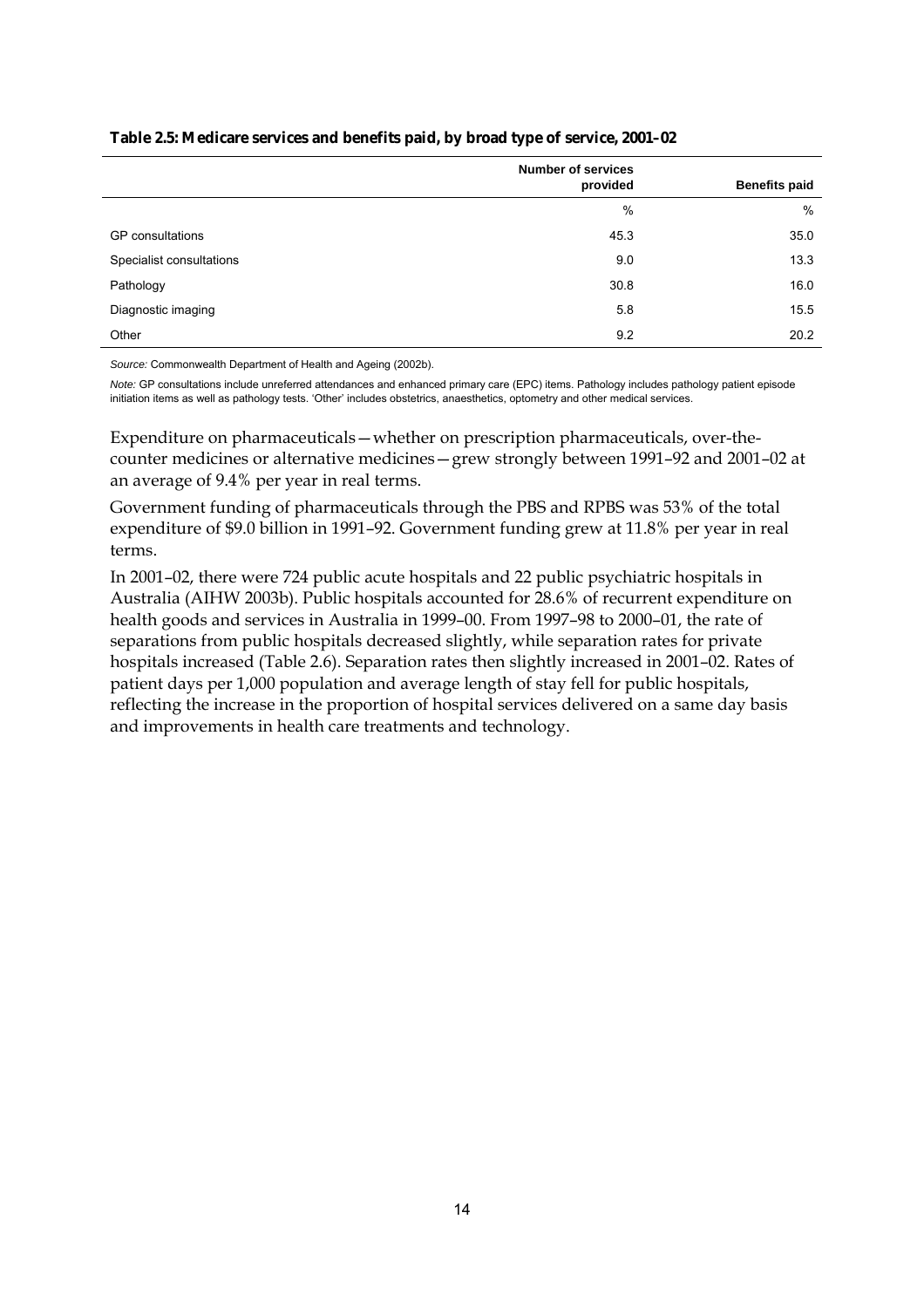**Table 2.5: Medicare services and benefits paid, by broad type of service, 2001–02**

| | Number of services provided | Benefits paid |
|---|---|---|
| | % | % |
| GP consultations | 45.3 | 35.0 |
| Specialist consultations | 9.0 | 13.3 |
| Pathology | 30.8 | 16.0 |
| Diagnostic imaging | 5.8 | 15.5 |
| Other | 9.2 | 20.2 |

*Source:* Commonwealth Department of Health and Ageing (2002b).

*Note:* GP consultations include unreferred attendances and enhanced primary care (EPC) items. Pathology includes pathology patient episode initiation items as well as pathology tests. 'Other' includes obstetrics, anaesthetics, optometry and other medical services.

Expenditure on pharmaceuticals—whether on prescription pharmaceuticals, over-the-counter medicines or alternative medicines—grew strongly between 1991–92 and 2001–02 at an average of 9.4% per year in real terms.

Government funding of pharmaceuticals through the PBS and RPBS was 53% of the total expenditure of $9.0 billion in 1991–92. Government funding grew at 11.8% per year in real terms.

In 2001–02, there were 724 public acute hospitals and 22 public psychiatric hospitals in Australia (AIHW 2003b). Public hospitals accounted for 28.6% of recurrent expenditure on health goods and services in Australia in 1999–00. From 1997–98 to 2000–01, the rate of separations from public hospitals decreased slightly, while separation rates for private hospitals increased (Table 2.6). Separation rates then slightly increased in 2001–02. Rates of patient days per 1,000 population and average length of stay fell for public hospitals, reflecting the increase in the proportion of hospital services delivered on a same day basis and improvements in health care treatments and technology.